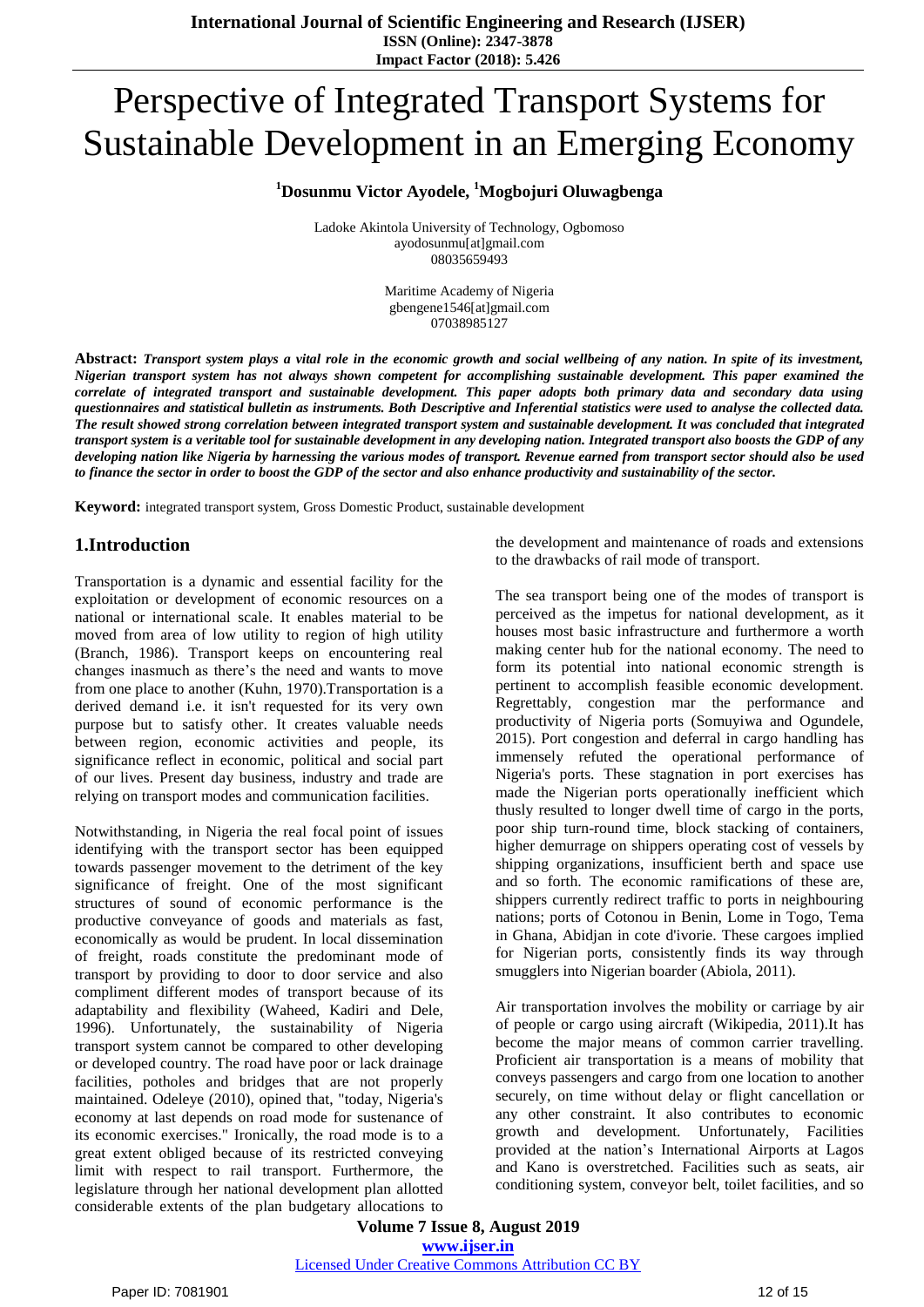# Perspective of Integrated Transport Systems for Sustainable Development in an Emerging Economy

**[1]Dosunmu Victor Ayodele, [1]Mogbojuri Oluwagbenga**

Ladoke Akintola University of Technology, Ogbomoso
ayodosunmu[at]gmail.com
08035659493

Maritime Academy of Nigeria
gbengene1546[at]gmail.com
07038985127

**Abstract:** ***Transport system plays a vital role in the economic growth and social wellbeing of any nation. In spite of its investment, Nigerian transport system has not always shown competent for accomplishing sustainable development. This paper examined the correlate of integrated transport and sustainable development. This paper adopts both primary data and secondary data using questionnaires and statistical bulletin as instruments. Both Descriptive and Inferential statistics were used to analyse the collected data. The result showed strong correlation between integrated transport system and sustainable development. It was concluded that integrated transport system is a veritable tool for sustainable development in any developing nation. Integrated transport also boosts the GDP of any developing nation like Nigeria by harnessing the various modes of transport. Revenue earned from transport sector should also be used to finance the sector in order to boost the GDP of the sector and also enhance productivity and sustainability of the sector.***

**Keyword:** integrated transport system, Gross Domestic Product, sustainable development

## 1.Introduction

Transportation is a dynamic and essential facility for the exploitation or development of economic resources on a national or international scale. It enables material to be moved from area of low utility to region of high utility (Branch, 1986). Transport keeps on encountering real changes inasmuch as there's the need and wants to move from one place to another (Kuhn, 1970).Transportation is a derived demand i.e. it isn't requested for its very own purpose but to satisfy other. It creates valuable needs between region, economic activities and people, its significance reflect in economic, political and social part of our lives. Present day business, industry and trade are relying on transport modes and communication facilities.

Notwithstanding, in Nigeria the real focal point of issues identifying with the transport sector has been equipped towards passenger movement to the detriment of the key significance of freight. One of the most significant structures of sound of economic performance is the productive conveyance of goods and materials as fast, economically as would be prudent. In local dissemination of freight, roads constitute the predominant mode of transport by providing to door to door service and also compliment different modes of transport because of its adaptability and flexibility (Waheed, Kadiri and Dele, 1996). Unfortunately, the sustainability of Nigeria transport system cannot be compared to other developing or developed country. The road have poor or lack drainage facilities, potholes and bridges that are not properly maintained. Odeleye (2010), opined that, "today, Nigeria's economy at last depends on road mode for sustenance of its economic exercises." Ironically, the road mode is to a great extent obliged because of its restricted conveying limit with respect to rail transport. Furthermore, the legislature through her national development plan allotted considerable extents of the plan budgetary allocations to the development and maintenance of roads and extensions to the drawbacks of rail mode of transport.

The sea transport being one of the modes of transport is perceived as the impetus for national development, as it houses most basic infrastructure and furthermore a worth making center hub for the national economy. The need to form its potential into national economic strength is pertinent to accomplish feasible economic development. Regrettably, congestion mar the performance and productivity of Nigeria ports (Somuyiwa and Ogundele, 2015). Port congestion and deferral in cargo handling has immensely refuted the operational performance of Nigeria's ports. These stagnation in port exercises has made the Nigerian ports operationally inefficient which thusly resulted to longer dwell time of cargo in the ports, poor ship turn-round time, block stacking of containers, higher demurrage on shippers operating cost of vessels by shipping organizations, insufficient berth and space use and so forth. The economic ramifications of these are, shippers currently redirect traffic to ports in neighbouring nations; ports of Cotonou in Benin, Lome in Togo, Tema in Ghana, Abidjan in cote d'ivorie. These cargoes implied for Nigerian ports, consistently finds its way through smugglers into Nigerian boarder (Abiola, 2011).

Air transportation involves the mobility or carriage by air of people or cargo using aircraft (Wikipedia, 2011).It has become the major means of common carrier travelling. Proficient air transportation is a means of mobility that conveys passengers and cargo from one location to another securely, on time without delay or flight cancellation or any other constraint. It also contributes to economic growth and development. Unfortunately, Facilities provided at the nation's International Airports at Lagos and Kano is overstretched. Facilities such as seats, air conditioning system, conveyor belt, toilet facilities, and so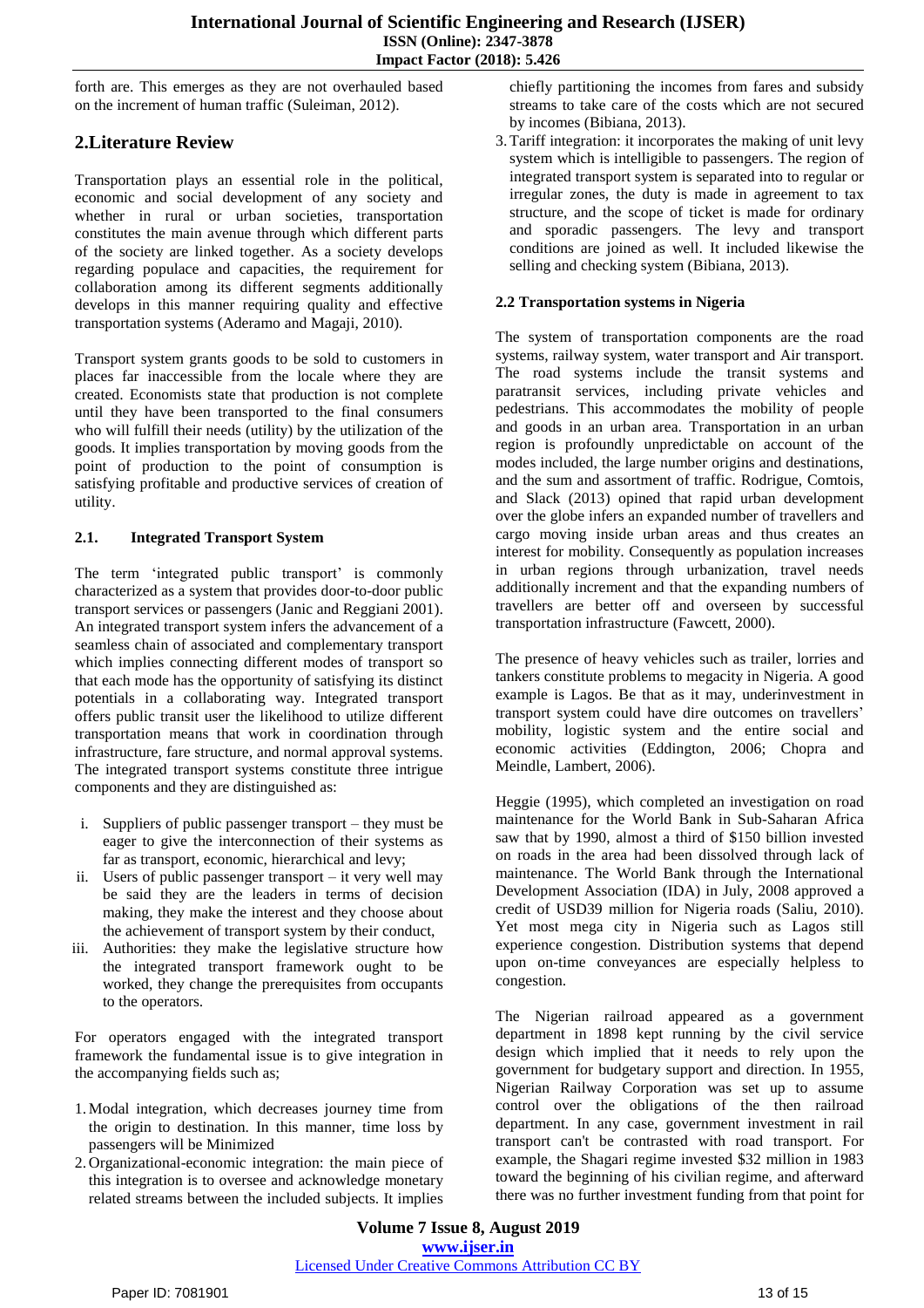forth are. This emerges as they are not overhauled based on the increment of human traffic (Suleiman, 2012).

## 2.Literature Review

Transportation plays an essential role in the political, economic and social development of any society and whether in rural or urban societies, transportation constitutes the main avenue through which different parts of the society are linked together. As a society develops regarding populace and capacities, the requirement for collaboration among its different segments additionally develops in this manner requiring quality and effective transportation systems (Aderamo and Magaji, 2010).

Transport system grants goods to be sold to customers in places far inaccessible from the locale where they are created. Economists state that production is not complete until they have been transported to the final consumers who will fulfill their needs (utility) by the utilization of the goods. It implies transportation by moving goods from the point of production to the point of consumption is satisfying profitable and productive services of creation of utility.

### 2.1. Integrated Transport System

The term 'integrated public transport' is commonly characterized as a system that provides door-to-door public transport services or passengers (Janic and Reggiani 2001). An integrated transport system infers the advancement of a seamless chain of associated and complementary transport which implies connecting different modes of transport so that each mode has the opportunity of satisfying its distinct potentials in a collaborating way. Integrated transport offers public transit user the likelihood to utilize different transportation means that work in coordination through infrastructure, fare structure, and normal approval systems. The integrated transport systems constitute three intrigue components and they are distinguished as:

i. Suppliers of public passenger transport – they must be eager to give the interconnection of their systems as far as transport, economic, hierarchical and levy;
ii. Users of public passenger transport – it very well may be said they are the leaders in terms of decision making, they make the interest and they choose about the achievement of transport system by their conduct,
iii. Authorities: they make the legislative structure how the integrated transport framework ought to be worked, they change the prerequisites from occupants to the operators.

For operators engaged with the integrated transport framework the fundamental issue is to give integration in the accompanying fields such as;

1. Modal integration, which decreases journey time from the origin to destination. In this manner, time loss by passengers will be Minimized
2. Organizational-economic integration: the main piece of this integration is to oversee and acknowledge monetary related streams between the included subjects. It implies chiefly partitioning the incomes from fares and subsidy streams to take care of the costs which are not secured by incomes (Bibiana, 2013).
3. Tariff integration: it incorporates the making of unit levy system which is intelligible to passengers. The region of integrated transport system is separated into to regular or irregular zones, the duty is made in agreement to tax structure, and the scope of ticket is made for ordinary and sporadic passengers. The levy and transport conditions are joined as well. It included likewise the selling and checking system (Bibiana, 2013).

### 2.2 Transportation systems in Nigeria

The system of transportation components are the road systems, railway system, water transport and Air transport. The road systems include the transit systems and paratransit services, including private vehicles and pedestrians. This accommodates the mobility of people and goods in an urban area. Transportation in an urban region is profoundly unpredictable on account of the modes included, the large number origins and destinations, and the sum and assortment of traffic. Rodrigue, Comtois, and Slack (2013) opined that rapid urban development over the globe infers an expanded number of travellers and cargo moving inside urban areas and thus creates an interest for mobility. Consequently as population increases in urban regions through urbanization, travel needs additionally increment and that the expanding numbers of travellers are better off and overseen by successful transportation infrastructure (Fawcett, 2000).

The presence of heavy vehicles such as trailer, lorries and tankers constitute problems to megacity in Nigeria. A good example is Lagos. Be that as it may, underinvestment in transport system could have dire outcomes on travellers' mobility, logistic system and the entire social and economic activities (Eddington, 2006; Chopra and Meindle, Lambert, 2006).

Heggie (1995), which completed an investigation on road maintenance for the World Bank in Sub-Saharan Africa saw that by 1990, almost a third of $150 billion invested on roads in the area had been dissolved through lack of maintenance. The World Bank through the International Development Association (IDA) in July, 2008 approved a credit of USD39 million for Nigeria roads (Saliu, 2010). Yet most mega city in Nigeria such as Lagos still experience congestion. Distribution systems that depend upon on-time conveyances are especially helpless to congestion.

The Nigerian railroad appeared as a government department in 1898 kept running by the civil service design which implied that it needs to rely upon the government for budgetary support and direction. In 1955, Nigerian Railway Corporation was set up to assume control over the obligations of the then railroad department. In any case, government investment in rail transport can't be contrasted with road transport. For example, the Shagari regime invested $32 million in 1983 toward the beginning of his civilian regime, and afterward there was no further investment funding from that point for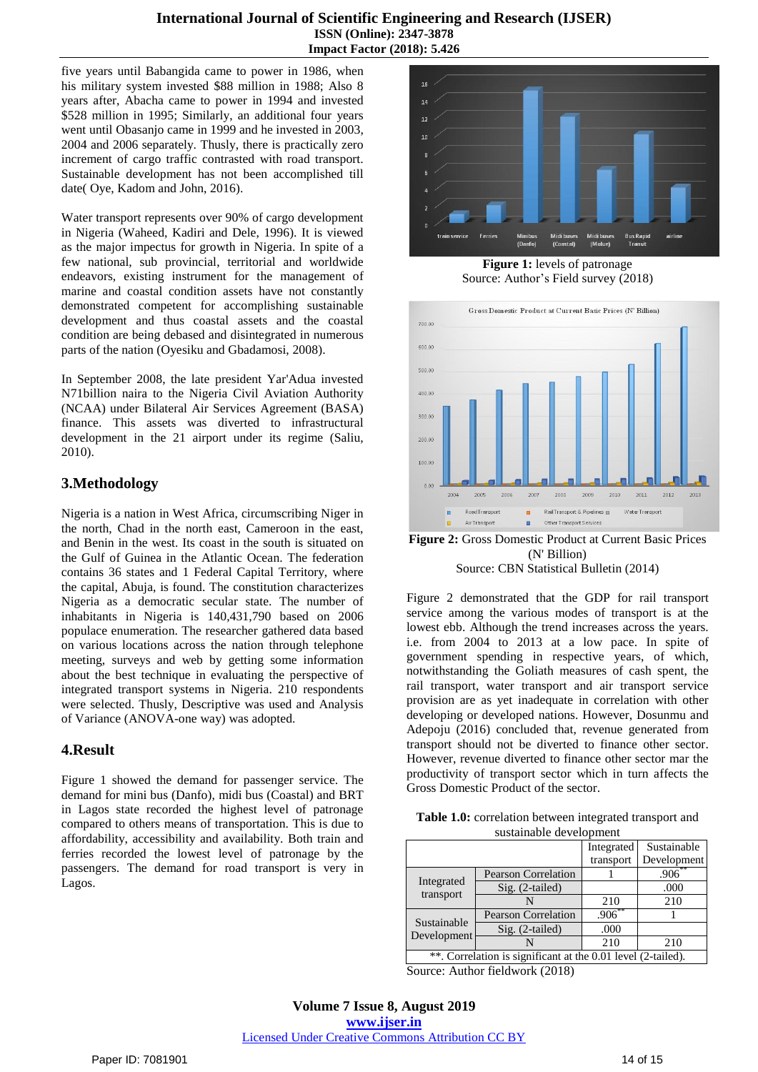five years until Babangida came to power in 1986, when his military system invested $88 million in 1988; Also 8 years after, Abacha came to power in 1994 and invested $528 million in 1995; Similarly, an additional four years went until Obasanjo came in 1999 and he invested in 2003, 2004 and 2006 separately. Thusly, there is practically zero increment of cargo traffic contrasted with road transport. Sustainable development has not been accomplished till date( Oye, Kadom and John, 2016).

Water transport represents over 90% of cargo development in Nigeria (Waheed, Kadiri and Dele, 1996). It is viewed as the major impectus for growth in Nigeria. In spite of a few national, sub provincial, territorial and worldwide endeavors, existing instrument for the management of marine and coastal condition assets have not constantly demonstrated competent for accomplishing sustainable development and thus coastal assets and the coastal condition are being debased and disintegrated in numerous parts of the nation (Oyesiku and Gbadamosi, 2008).

In September 2008, the late president Yar'Adua invested N71billion naira to the Nigeria Civil Aviation Authority (NCAA) under Bilateral Air Services Agreement (BASA) finance. This assets was diverted to infrastructural development in the 21 airport under its regime (Saliu, 2010).

## 3.Methodology

Nigeria is a nation in West Africa, circumscribing Niger in the north, Chad in the north east, Cameroon in the east, and Benin in the west. Its coast in the south is situated on the Gulf of Guinea in the Atlantic Ocean. The federation contains 36 states and 1 Federal Capital Territory, where the capital, Abuja, is found. The constitution characterizes Nigeria as a democratic secular state. The number of inhabitants in Nigeria is 140,431,790 based on 2006 populace enumeration. The researcher gathered data based on various locations across the nation through telephone meeting, surveys and web by getting some information about the best technique in evaluating the perspective of integrated transport systems in Nigeria. 210 respondents were selected. Thusly, Descriptive was used and Analysis of Variance (ANOVA-one way) was adopted.

## 4.Result

Figure 1 showed the demand for passenger service. The demand for mini bus (Danfo), midi bus (Coastal) and BRT in Lagos state recorded the highest level of patronage compared to others means of transportation. This is due to affordability, accessibility and availability. Both train and ferries recorded the lowest level of patronage by the passengers. The demand for road transport is very in Lagos.

**Figure 1:** levels of patronage
Source: Author's Field survey (2018)

**Figure 2:** Gross Domestic Product at Current Basic Prices (N' Billion)
Source: CBN Statistical Bulletin (2014)

Figure 2 demonstrated that the GDP for rail transport service among the various modes of transport is at the lowest ebb. Although the trend increases across the years. i.e. from 2004 to 2013 at a low pace. In spite of government spending in respective years, of which, notwithstanding the Goliath measures of cash spent, the rail transport, water transport and air transport service provision are as yet inadequate in correlation with other developing or developed nations. However, Dosunmu and Adepoju (2016) concluded that, revenue generated from transport should not be diverted to finance other sector. However, revenue diverted to finance other sector mar the productivity of transport sector which in turn affects the Gross Domestic Product of the sector.

**Table 1.0:** correlation between integrated transport and sustainable development

| | | Integrated transport | Sustainable Development |
|---|---|---|---|
| Integrated transport | Pearson Correlation | 1 | .906** |
| | Sig. (2-tailed) | | .000 |
| | N | 210 | 210 |
| Sustainable Development | Pearson Correlation | .906** | 1 |
| | Sig. (2-tailed) | .000 | |
| | N | 210 | 210 |
| **. Correlation is significant at the 0.01 level (2-tailed). | | | |

Source: Author fieldwork (2018)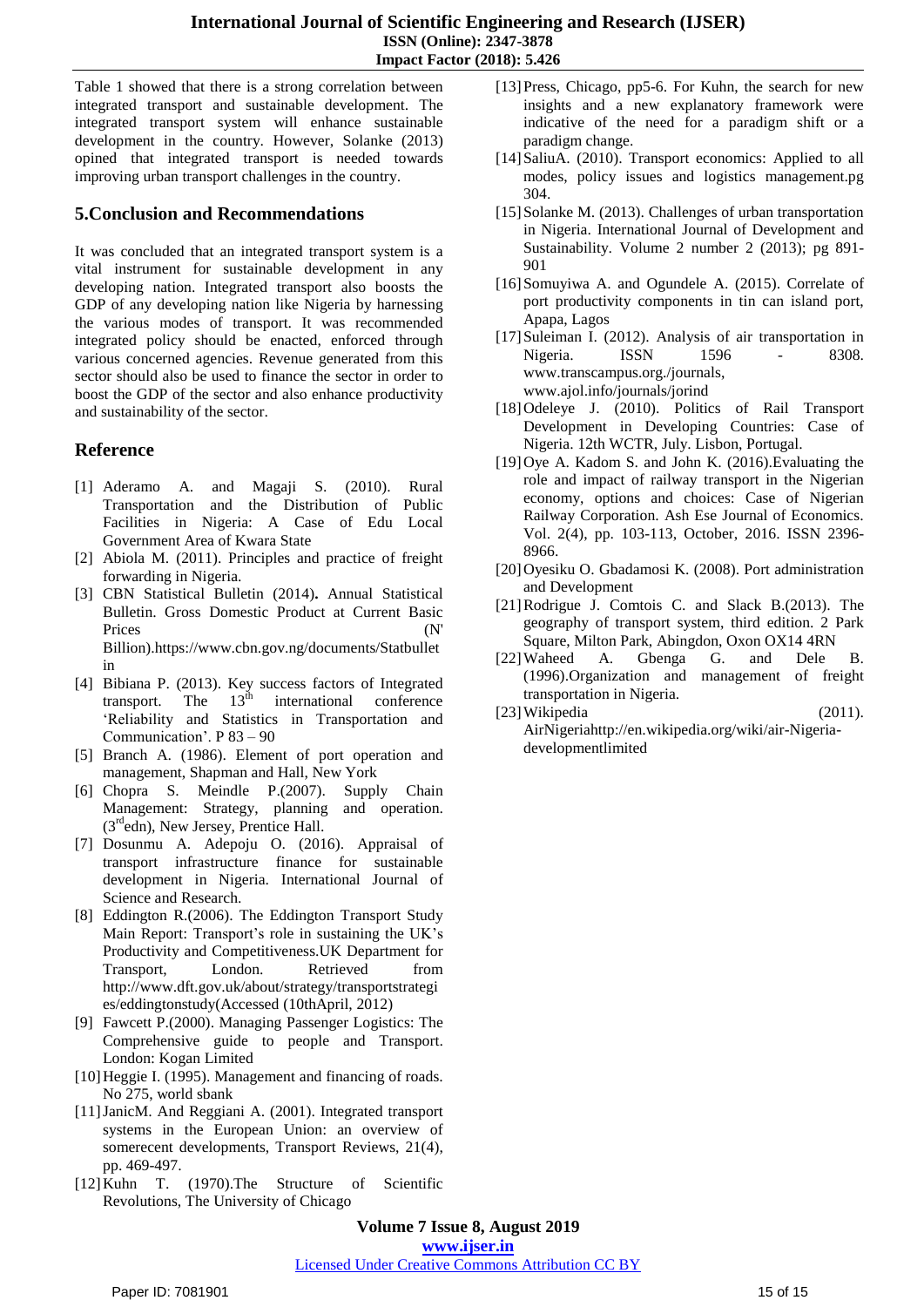Table 1 showed that there is a strong correlation between integrated transport and sustainable development. The integrated transport system will enhance sustainable development in the country. However, Solanke (2013) opined that integrated transport is needed towards improving urban transport challenges in the country.

## 5.Conclusion and Recommendations

It was concluded that an integrated transport system is a vital instrument for sustainable development in any developing nation. Integrated transport also boosts the GDP of any developing nation like Nigeria by harnessing the various modes of transport. It was recommended integrated policy should be enacted, enforced through various concerned agencies. Revenue generated from this sector should also be used to finance the sector in order to boost the GDP of the sector and also enhance productivity and sustainability of the sector.

## Reference

[1] Aderamo A. and Magaji S. (2010). Rural Transportation and the Distribution of Public Facilities in Nigeria: A Case of Edu Local Government Area of Kwara State

[2] Abiola M. (2011). Principles and practice of freight forwarding in Nigeria.

[3] CBN Statistical Bulletin (2014). Annual Statistical Bulletin. Gross Domestic Product at Current Basic Prices (N' Billion).https://www.cbn.gov.ng/documents/Statbulletin

[4] Bibiana P. (2013). Key success factors of Integrated transport. The 13th international conference 'Reliability and Statistics in Transportation and Communication'. P 83 – 90

[5] Branch A. (1986). Element of port operation and management, Shapman and Hall, New York

[6] Chopra S. Meindle P.(2007). Supply Chain Management: Strategy, planning and operation. (3rdedn), New Jersey, Prentice Hall.

[7] Dosunmu A. Adepoju O. (2016). Appraisal of transport infrastructure finance for sustainable development in Nigeria. International Journal of Science and Research.

[8] Eddington R.(2006). The Eddington Transport Study Main Report: Transport's role in sustaining the UK's Productivity and Competitiveness.UK Department for Transport, London. Retrieved from http://www.dft.gov.uk/about/strategy/transportstrategies/eddingtonstudy(Accessed (10thApril, 2012)

[9] Fawcett P.(2000). Managing Passenger Logistics: The Comprehensive guide to people and Transport. London: Kogan Limited

[10] Heggie I. (1995). Management and financing of roads. No 275, world sbank

[11] JanicM. And Reggiani A. (2001). Integrated transport systems in the European Union: an overview of somerecent developments, Transport Reviews, 21(4), pp. 469-497.

[12] Kuhn T. (1970).The Structure of Scientific Revolutions, The University of Chicago

[13] Press, Chicago, pp5-6. For Kuhn, the search for new insights and a new explanatory framework were indicative of the need for a paradigm shift or a paradigm change.

[14] SaliuA. (2010). Transport economics: Applied to all modes, policy issues and logistics management.pg 304.

[15] Solanke M. (2013). Challenges of urban transportation in Nigeria. International Journal of Development and Sustainability. Volume 2 number 2 (2013); pg 891-901

[16] Somuyiwa A. and Ogundele A. (2015). Correlate of port productivity components in tin can island port, Apapa, Lagos

[17] Suleiman I. (2012). Analysis of air transportation in Nigeria. ISSN 1596 - 8308. www.transcampus.org./journals, www.ajol.info/journals/jorind

[18] Odeleye J. (2010). Politics of Rail Transport Development in Developing Countries: Case of Nigeria. 12th WCTR, July. Lisbon, Portugal.

[19] Oye A. Kadom S. and John K. (2016).Evaluating the role and impact of railway transport in the Nigerian economy, options and choices: Case of Nigerian Railway Corporation. Ash Ese Journal of Economics. Vol. 2(4), pp. 103-113, October, 2016. ISSN 2396-8966.

[20] Oyesiku O. Gbadamosi K. (2008). Port administration and Development

[21] Rodrigue J. Comtois C. and Slack B.(2013). The geography of transport system, third edition. 2 Park Square, Milton Park, Abingdon, Oxon OX14 4RN

[22] Waheed A. Gbenga G. and Dele B. (1996).Organization and management of freight transportation in Nigeria.

[23] Wikipedia (2011). AirNigeriahttp://en.wikipedia.org/wiki/air-Nigeria-developmentlimited